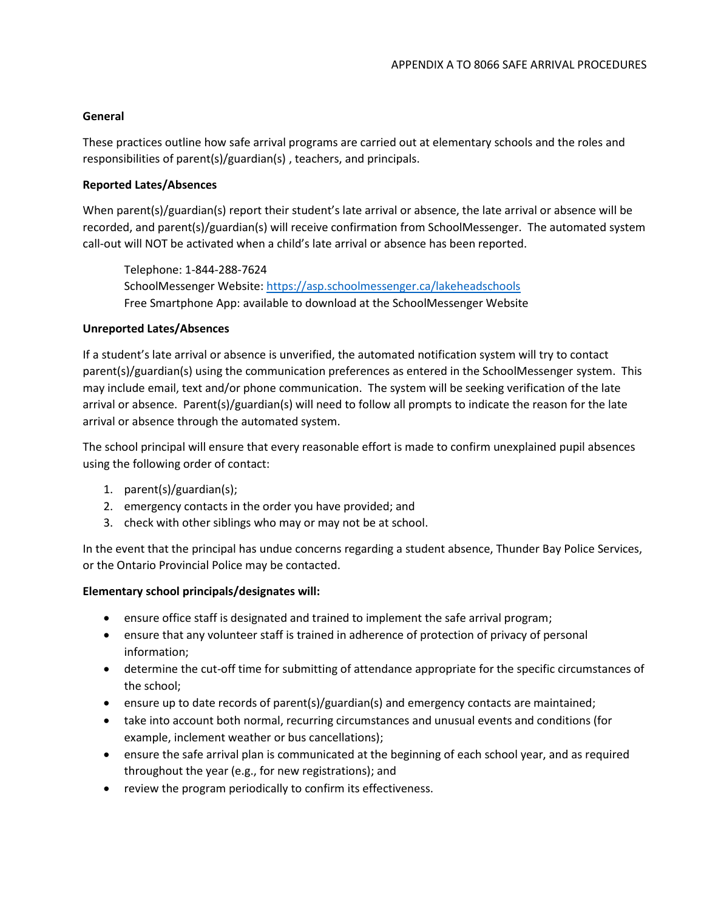APPENDIX A TO 8066 SAFE ARRIVAL PROCEDURES

**General**

These practices outline how safe arrival programs are carried out at elementary schools and the roles and responsibilities of parent(s)/guardian(s) , teachers, and principals.

**Reported Lates/Absences**

When parent(s)/guardian(s) report their student's late arrival or absence, the late arrival or absence will be recorded, and parent(s)/guardian(s) will receive confirmation from SchoolMessenger. The automated system call-out will NOT be activated when a child's late arrival or absence has been reported.

> Telephone: 1-844-288-7624
> SchoolMessenger Website: [https://asp.schoolmessenger.ca/lakeheadschools](https://asp.schoolmessenger.ca/lakeheadschools)
> Free Smartphone App: available to download at the SchoolMessenger Website

**Unreported Lates/Absences**

If a student's late arrival or absence is unverified, the automated notification system will try to contact parent(s)/guardian(s) using the communication preferences as entered in the SchoolMessenger system. This may include email, text and/or phone communication. The system will be seeking verification of the late arrival or absence. Parent(s)/guardian(s) will need to follow all prompts to indicate the reason for the late arrival or absence through the automated system.

The school principal will ensure that every reasonable effort is made to confirm unexplained pupil absences using the following order of contact:

1. parent(s)/guardian(s);
2. emergency contacts in the order you have provided; and
3. check with other siblings who may or may not be at school.

In the event that the principal has undue concerns regarding a student absence, Thunder Bay Police Services, or the Ontario Provincial Police may be contacted.

**Elementary school principals/designates will:**

- ensure office staff is designated and trained to implement the safe arrival program;
- ensure that any volunteer staff is trained in adherence of protection of privacy of personal information;
- determine the cut-off time for submitting of attendance appropriate for the specific circumstances of the school;
- ensure up to date records of parent(s)/guardian(s) and emergency contacts are maintained;
- take into account both normal, recurring circumstances and unusual events and conditions (for example, inclement weather or bus cancellations);
- ensure the safe arrival plan is communicated at the beginning of each school year, and as required throughout the year (e.g., for new registrations); and
- review the program periodically to confirm its effectiveness.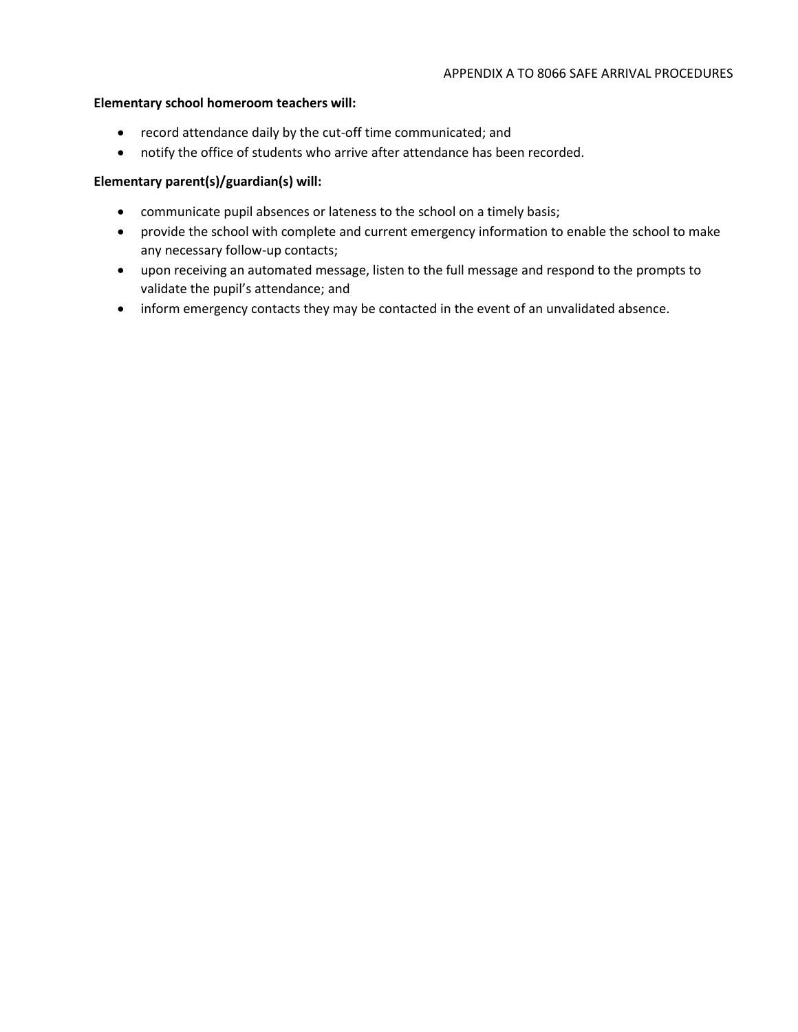**Elementary school homeroom teachers will:**

- record attendance daily by the cut-off time communicated; and
- notify the office of students who arrive after attendance has been recorded.

**Elementary parent(s)/guardian(s) will:**

- communicate pupil absences or lateness to the school on a timely basis;
- provide the school with complete and current emergency information to enable the school to make any necessary follow-up contacts;
- upon receiving an automated message, listen to the full message and respond to the prompts to validate the pupil's attendance; and
- inform emergency contacts they may be contacted in the event of an unvalidated absence.